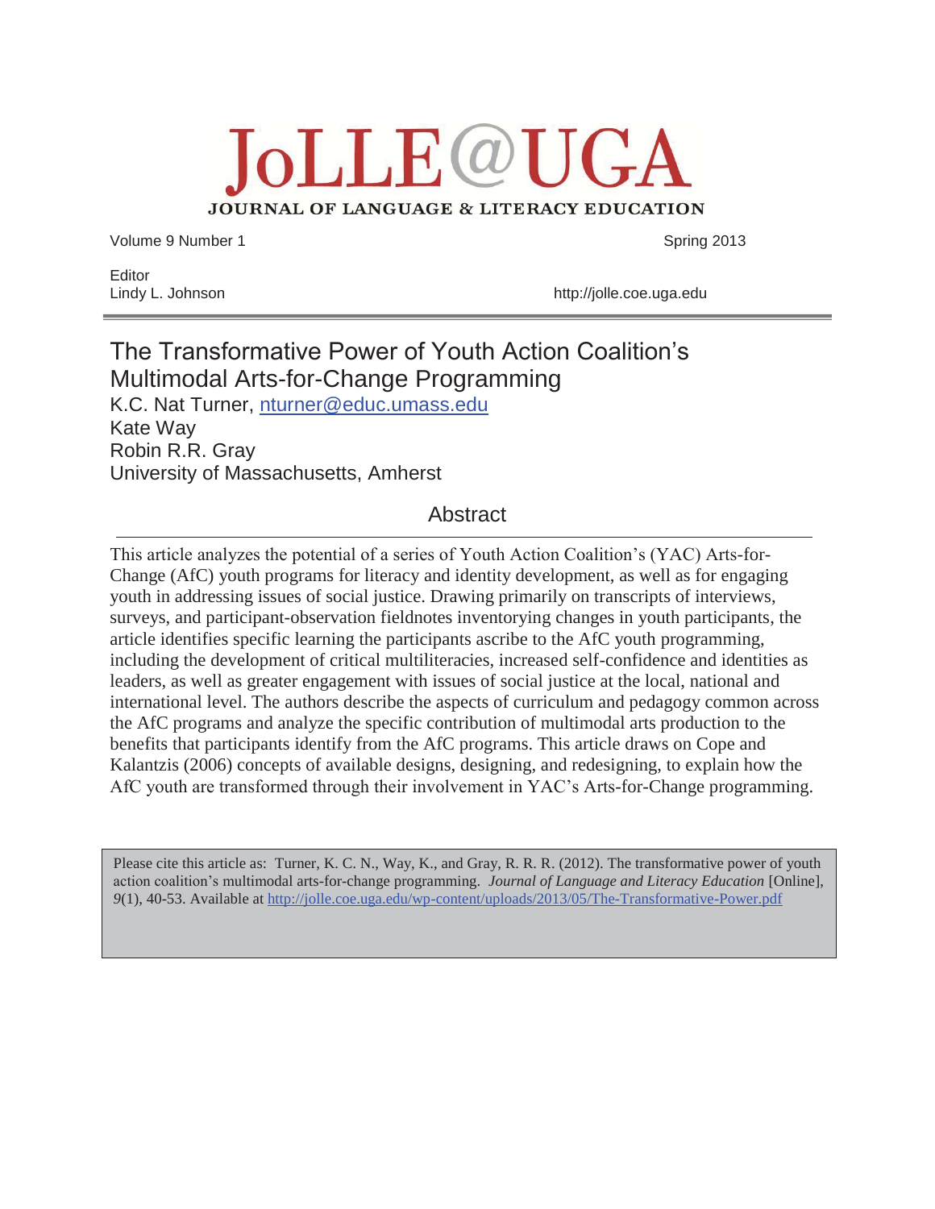# JoLLE@UGA

**JOURNAL OF LANGUAGE & LITERACY EDUCATION**

Volume 9 Number 1 Spring 2013

Editor
Lindy L. Johnson http://jolle.coe.uga.edu

## The Transformative Power of Youth Action Coalition's Multimodal Arts-for-Change Programming

K.C. Nat Turner, nturner@educ.umass.edu
Kate Way
Robin R.R. Gray
University of Massachusetts, Amherst

### Abstract

This article analyzes the potential of a series of Youth Action Coalition's (YAC) Arts-for-Change (AfC) youth programs for literacy and identity development, as well as for engaging youth in addressing issues of social justice. Drawing primarily on transcripts of interviews, surveys, and participant-observation fieldnotes inventorying changes in youth participants, the article identifies specific learning the participants ascribe to the AfC youth programming, including the development of critical multiliteracies, increased self-confidence and identities as leaders, as well as greater engagement with issues of social justice at the local, national and international level. The authors describe the aspects of curriculum and pedagogy common across the AfC programs and analyze the specific contribution of multimodal arts production to the benefits that participants identify from the AfC programs. This article draws on Cope and Kalantzis (2006) concepts of available designs, designing, and redesigning, to explain how the AfC youth are transformed through their involvement in YAC's Arts-for-Change programming.

Please cite this article as: Turner, K. C. N., Way, K., and Gray, R. R. R. (2012). The transformative power of youth action coalition's multimodal arts-for-change programming. *Journal of Language and Literacy Education* [Online], *9*(1), 40-53. Available at http://jolle.coe.uga.edu/wp-content/uploads/2013/05/The-Transformative-Power.pdf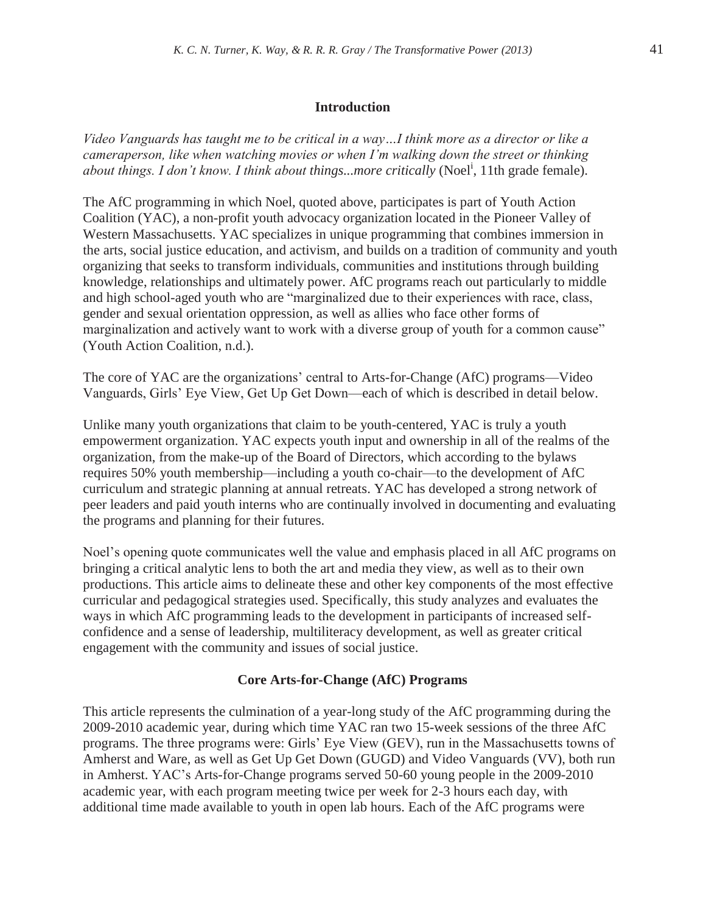## Introduction

*Video Vanguards has taught me to be critical in a way…I think more as a director or like a cameraperson, like when watching movies or when I'm walking down the street or thinking about things. I don't know. I think about things...more critically* (Noel[i], 11th grade female).

The AfC programming in which Noel, quoted above, participates is part of Youth Action Coalition (YAC), a non-profit youth advocacy organization located in the Pioneer Valley of Western Massachusetts. YAC specializes in unique programming that combines immersion in the arts, social justice education, and activism, and builds on a tradition of community and youth organizing that seeks to transform individuals, communities and institutions through building knowledge, relationships and ultimately power. AfC programs reach out particularly to middle and high school-aged youth who are "marginalized due to their experiences with race, class, gender and sexual orientation oppression, as well as allies who face other forms of marginalization and actively want to work with a diverse group of youth for a common cause" (Youth Action Coalition, n.d.).

The core of YAC are the organizations' central to Arts-for-Change (AfC) programs—Video Vanguards, Girls' Eye View, Get Up Get Down—each of which is described in detail below.

Unlike many youth organizations that claim to be youth-centered, YAC is truly a youth empowerment organization. YAC expects youth input and ownership in all of the realms of the organization, from the make-up of the Board of Directors, which according to the bylaws requires 50% youth membership—including a youth co-chair—to the development of AfC curriculum and strategic planning at annual retreats. YAC has developed a strong network of peer leaders and paid youth interns who are continually involved in documenting and evaluating the programs and planning for their futures.

Noel's opening quote communicates well the value and emphasis placed in all AfC programs on bringing a critical analytic lens to both the art and media they view, as well as to their own productions. This article aims to delineate these and other key components of the most effective curricular and pedagogical strategies used. Specifically, this study analyzes and evaluates the ways in which AfC programming leads to the development in participants of increased self-confidence and a sense of leadership, multiliteracy development, as well as greater critical engagement with the community and issues of social justice.

## Core Arts-for-Change (AfC) Programs

This article represents the culmination of a year-long study of the AfC programming during the 2009-2010 academic year, during which time YAC ran two 15-week sessions of the three AfC programs. The three programs were: Girls' Eye View (GEV), run in the Massachusetts towns of Amherst and Ware, as well as Get Up Get Down (GUGD) and Video Vanguards (VV), both run in Amherst. YAC's Arts-for-Change programs served 50-60 young people in the 2009-2010 academic year, with each program meeting twice per week for 2-3 hours each day, with additional time made available to youth in open lab hours. Each of the AfC programs were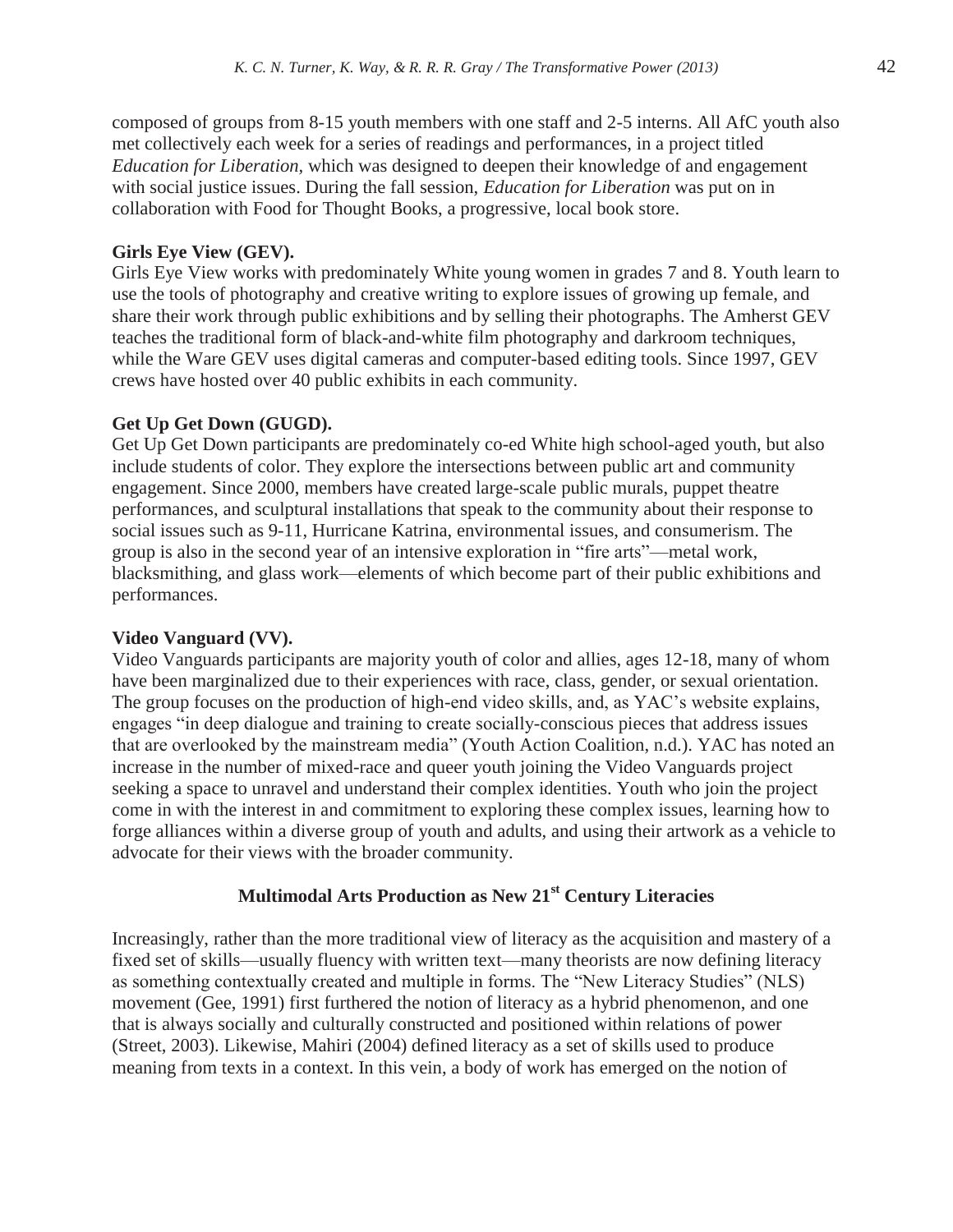composed of groups from 8-15 youth members with one staff and 2-5 interns. All AfC youth also met collectively each week for a series of readings and performances, in a project titled *Education for Liberation,* which was designed to deepen their knowledge of and engagement with social justice issues. During the fall session, *Education for Liberation* was put on in collaboration with Food for Thought Books, a progressive, local book store.

**Girls Eye View (GEV).**
Girls Eye View works with predominately White young women in grades 7 and 8. Youth learn to use the tools of photography and creative writing to explore issues of growing up female, and share their work through public exhibitions and by selling their photographs. The Amherst GEV teaches the traditional form of black-and-white film photography and darkroom techniques, while the Ware GEV uses digital cameras and computer-based editing tools. Since 1997, GEV crews have hosted over 40 public exhibits in each community.

**Get Up Get Down (GUGD).**
Get Up Get Down participants are predominately co-ed White high school-aged youth, but also include students of color. They explore the intersections between public art and community engagement. Since 2000, members have created large-scale public murals, puppet theatre performances, and sculptural installations that speak to the community about their response to social issues such as 9-11, Hurricane Katrina, environmental issues, and consumerism. The group is also in the second year of an intensive exploration in "fire arts"—metal work, blacksmithing, and glass work—elements of which become part of their public exhibitions and performances.

**Video Vanguard (VV).**
Video Vanguards participants are majority youth of color and allies, ages 12-18, many of whom have been marginalized due to their experiences with race, class, gender, or sexual orientation. The group focuses on the production of high-end video skills, and, as YAC's website explains, engages "in deep dialogue and training to create socially-conscious pieces that address issues that are overlooked by the mainstream media" (Youth Action Coalition, n.d.). YAC has noted an increase in the number of mixed-race and queer youth joining the Video Vanguards project seeking a space to unravel and understand their complex identities. Youth who join the project come in with the interest in and commitment to exploring these complex issues, learning how to forge alliances within a diverse group of youth and adults, and using their artwork as a vehicle to advocate for their views with the broader community.

## Multimodal Arts Production as New 21st Century Literacies

Increasingly, rather than the more traditional view of literacy as the acquisition and mastery of a fixed set of skills—usually fluency with written text—many theorists are now defining literacy as something contextually created and multiple in forms. The "New Literacy Studies" (NLS) movement (Gee, 1991) first furthered the notion of literacy as a hybrid phenomenon, and one that is always socially and culturally constructed and positioned within relations of power (Street, 2003). Likewise, Mahiri (2004) defined literacy as a set of skills used to produce meaning from texts in a context. In this vein, a body of work has emerged on the notion of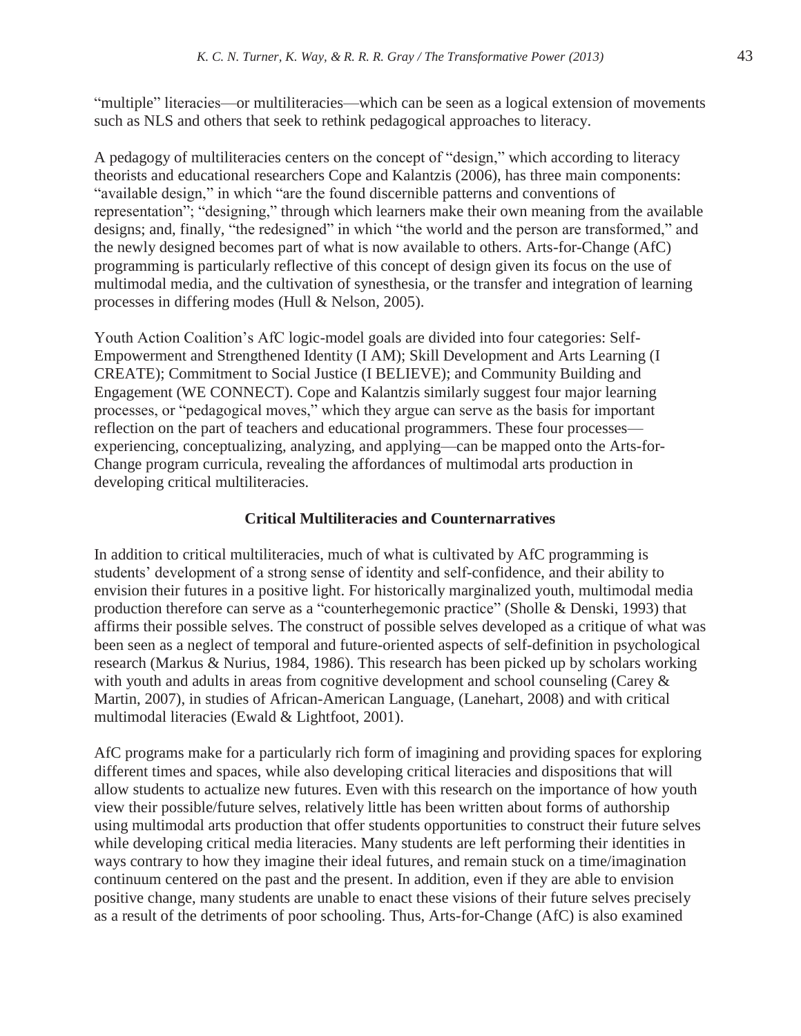"multiple" literacies—or multiliteracies—which can be seen as a logical extension of movements such as NLS and others that seek to rethink pedagogical approaches to literacy.

A pedagogy of multiliteracies centers on the concept of "design," which according to literacy theorists and educational researchers Cope and Kalantzis (2006), has three main components: "available design," in which "are the found discernible patterns and conventions of representation"; "designing," through which learners make their own meaning from the available designs; and, finally, "the redesigned" in which "the world and the person are transformed," and the newly designed becomes part of what is now available to others. Arts-for-Change (AfC) programming is particularly reflective of this concept of design given its focus on the use of multimodal media, and the cultivation of synesthesia, or the transfer and integration of learning processes in differing modes (Hull & Nelson, 2005).

Youth Action Coalition's AfC logic-model goals are divided into four categories: Self-Empowerment and Strengthened Identity (I AM); Skill Development and Arts Learning (I CREATE); Commitment to Social Justice (I BELIEVE); and Community Building and Engagement (WE CONNECT). Cope and Kalantzis similarly suggest four major learning processes, or "pedagogical moves," which they argue can serve as the basis for important reflection on the part of teachers and educational programmers. These four processes—experiencing, conceptualizing, analyzing, and applying—can be mapped onto the Arts-for-Change program curricula, revealing the affordances of multimodal arts production in developing critical multiliteracies.

## Critical Multiliteracies and Counternarratives

In addition to critical multiliteracies, much of what is cultivated by AfC programming is students' development of a strong sense of identity and self-confidence, and their ability to envision their futures in a positive light. For historically marginalized youth, multimodal media production therefore can serve as a "counterhegemonic practice" (Sholle & Denski, 1993) that affirms their possible selves. The construct of possible selves developed as a critique of what was been seen as a neglect of temporal and future-oriented aspects of self-definition in psychological research (Markus & Nurius, 1984, 1986). This research has been picked up by scholars working with youth and adults in areas from cognitive development and school counseling (Carey & Martin, 2007), in studies of African-American Language, (Lanehart, 2008) and with critical multimodal literacies (Ewald & Lightfoot, 2001).

AfC programs make for a particularly rich form of imagining and providing spaces for exploring different times and spaces, while also developing critical literacies and dispositions that will allow students to actualize new futures. Even with this research on the importance of how youth view their possible/future selves, relatively little has been written about forms of authorship using multimodal arts production that offer students opportunities to construct their future selves while developing critical media literacies. Many students are left performing their identities in ways contrary to how they imagine their ideal futures, and remain stuck on a time/imagination continuum centered on the past and the present. In addition, even if they are able to envision positive change, many students are unable to enact these visions of their future selves precisely as a result of the detriments of poor schooling. Thus, Arts-for-Change (AfC) is also examined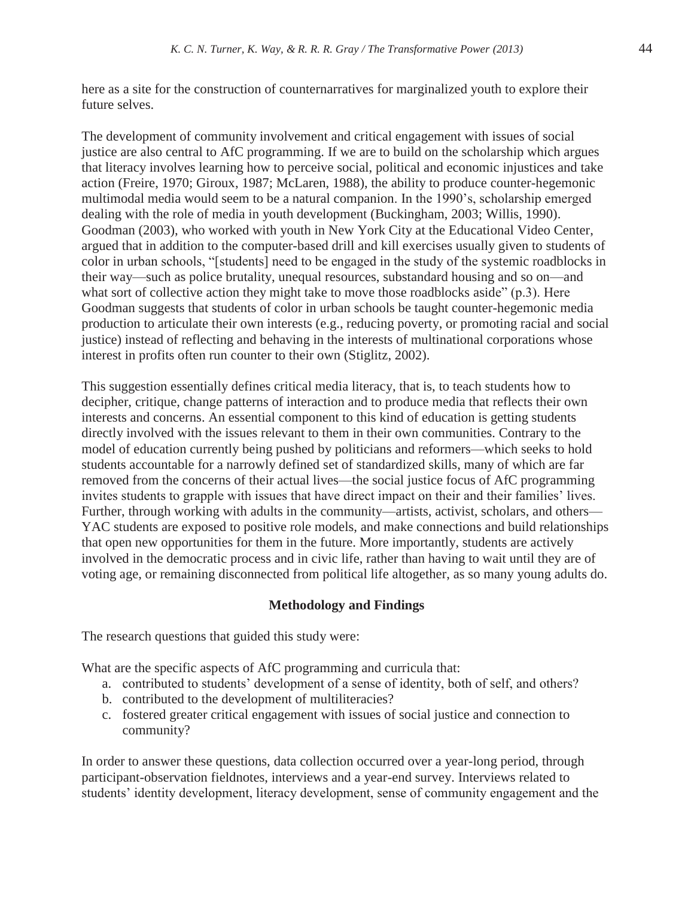here as a site for the construction of counternarratives for marginalized youth to explore their future selves.

The development of community involvement and critical engagement with issues of social justice are also central to AfC programming. If we are to build on the scholarship which argues that literacy involves learning how to perceive social, political and economic injustices and take action (Freire, 1970; Giroux, 1987; McLaren, 1988), the ability to produce counter-hegemonic multimodal media would seem to be a natural companion. In the 1990's, scholarship emerged dealing with the role of media in youth development (Buckingham, 2003; Willis, 1990). Goodman (2003), who worked with youth in New York City at the Educational Video Center, argued that in addition to the computer-based drill and kill exercises usually given to students of color in urban schools, "[students] need to be engaged in the study of the systemic roadblocks in their way—such as police brutality, unequal resources, substandard housing and so on—and what sort of collective action they might take to move those roadblocks aside" (p.3). Here Goodman suggests that students of color in urban schools be taught counter-hegemonic media production to articulate their own interests (e.g., reducing poverty, or promoting racial and social justice) instead of reflecting and behaving in the interests of multinational corporations whose interest in profits often run counter to their own (Stiglitz, 2002).

This suggestion essentially defines critical media literacy, that is, to teach students how to decipher, critique, change patterns of interaction and to produce media that reflects their own interests and concerns. An essential component to this kind of education is getting students directly involved with the issues relevant to them in their own communities. Contrary to the model of education currently being pushed by politicians and reformers—which seeks to hold students accountable for a narrowly defined set of standardized skills, many of which are far removed from the concerns of their actual lives—the social justice focus of AfC programming invites students to grapple with issues that have direct impact on their and their families' lives. Further, through working with adults in the community—artists, activist, scholars, and others—YAC students are exposed to positive role models, and make connections and build relationships that open new opportunities for them in the future. More importantly, students are actively involved in the democratic process and in civic life, rather than having to wait until they are of voting age, or remaining disconnected from political life altogether, as so many young adults do.

## Methodology and Findings

The research questions that guided this study were:

What are the specific aspects of AfC programming and curricula that:

a. contributed to students' development of a sense of identity, both of self, and others?
b. contributed to the development of multiliteracies?
c. fostered greater critical engagement with issues of social justice and connection to community?

In order to answer these questions, data collection occurred over a year-long period, through participant-observation fieldnotes, interviews and a year-end survey. Interviews related to students' identity development, literacy development, sense of community engagement and the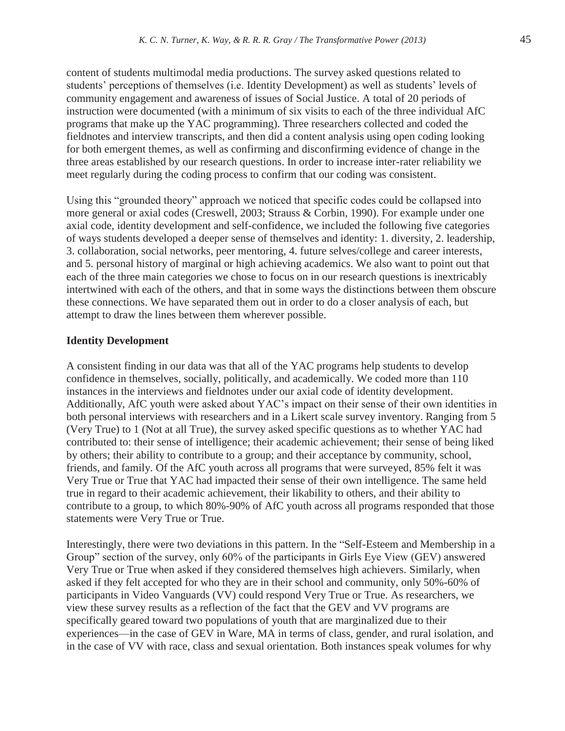content of students multimodal media productions. The survey asked questions related to students' perceptions of themselves (i.e. Identity Development) as well as students' levels of community engagement and awareness of issues of Social Justice. A total of 20 periods of instruction were documented (with a minimum of six visits to each of the three individual AfC programs that make up the YAC programming). Three researchers collected and coded the fieldnotes and interview transcripts, and then did a content analysis using open coding looking for both emergent themes, as well as confirming and disconfirming evidence of change in the three areas established by our research questions. In order to increase inter-rater reliability we meet regularly during the coding process to confirm that our coding was consistent.

Using this "grounded theory" approach we noticed that specific codes could be collapsed into more general or axial codes (Creswell, 2003; Strauss & Corbin, 1990). For example under one axial code, identity development and self-confidence, we included the following five categories of ways students developed a deeper sense of themselves and identity: 1. diversity, 2. leadership, 3. collaboration, social networks, peer mentoring, 4. future selves/college and career interests, and 5. personal history of marginal or high achieving academics. We also want to point out that each of the three main categories we chose to focus on in our research questions is inextricably intertwined with each of the others, and that in some ways the distinctions between them obscure these connections. We have separated them out in order to do a closer analysis of each, but attempt to draw the lines between them wherever possible.

**Identity Development**

A consistent finding in our data was that all of the YAC programs help students to develop confidence in themselves, socially, politically, and academically. We coded more than 110 instances in the interviews and fieldnotes under our axial code of identity development. Additionally, AfC youth were asked about YAC's impact on their sense of their own identities in both personal interviews with researchers and in a Likert scale survey inventory. Ranging from 5 (Very True) to 1 (Not at all True), the survey asked specific questions as to whether YAC had contributed to: their sense of intelligence; their academic achievement; their sense of being liked by others; their ability to contribute to a group; and their acceptance by community, school, friends, and family. Of the AfC youth across all programs that were surveyed, 85% felt it was Very True or True that YAC had impacted their sense of their own intelligence. The same held true in regard to their academic achievement, their likability to others, and their ability to contribute to a group, to which 80%-90% of AfC youth across all programs responded that those statements were Very True or True.

Interestingly, there were two deviations in this pattern. In the "Self-Esteem and Membership in a Group" section of the survey, only 60% of the participants in Girls Eye View (GEV) answered Very True or True when asked if they considered themselves high achievers. Similarly, when asked if they felt accepted for who they are in their school and community, only 50%-60% of participants in Video Vanguards (VV) could respond Very True or True. As researchers, we view these survey results as a reflection of the fact that the GEV and VV programs are specifically geared toward two populations of youth that are marginalized due to their experiences—in the case of GEV in Ware, MA in terms of class, gender, and rural isolation, and in the case of VV with race, class and sexual orientation. Both instances speak volumes for why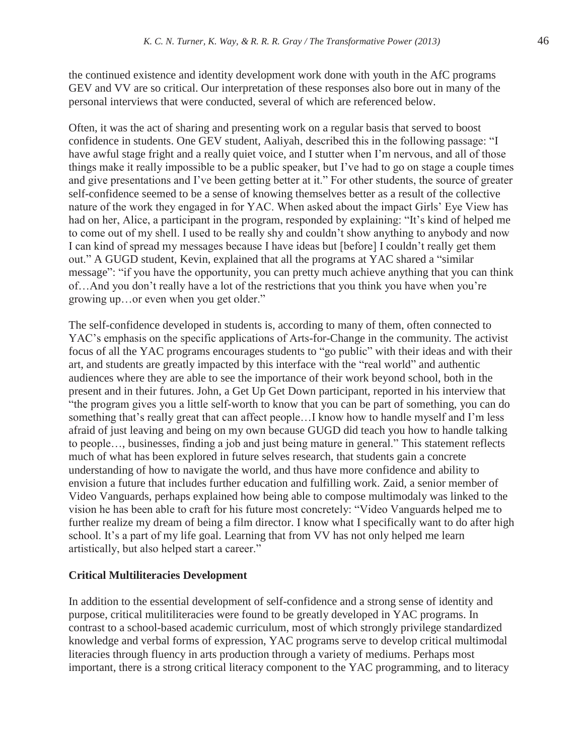the continued existence and identity development work done with youth in the AfC programs GEV and VV are so critical. Our interpretation of these responses also bore out in many of the personal interviews that were conducted, several of which are referenced below.

Often, it was the act of sharing and presenting work on a regular basis that served to boost confidence in students. One GEV student, Aaliyah, described this in the following passage: "I have awful stage fright and a really quiet voice, and I stutter when I'm nervous, and all of those things make it really impossible to be a public speaker, but I've had to go on stage a couple times and give presentations and I've been getting better at it." For other students, the source of greater self-confidence seemed to be a sense of knowing themselves better as a result of the collective nature of the work they engaged in for YAC. When asked about the impact Girls' Eye View has had on her, Alice, a participant in the program, responded by explaining: "It's kind of helped me to come out of my shell. I used to be really shy and couldn't show anything to anybody and now I can kind of spread my messages because I have ideas but [before] I couldn't really get them out." A GUGD student, Kevin, explained that all the programs at YAC shared a "similar message": "if you have the opportunity, you can pretty much achieve anything that you can think of…And you don't really have a lot of the restrictions that you think you have when you're growing up…or even when you get older."

The self-confidence developed in students is, according to many of them, often connected to YAC's emphasis on the specific applications of Arts-for-Change in the community. The activist focus of all the YAC programs encourages students to "go public" with their ideas and with their art, and students are greatly impacted by this interface with the "real world" and authentic audiences where they are able to see the importance of their work beyond school, both in the present and in their futures. John, a Get Up Get Down participant, reported in his interview that "the program gives you a little self-worth to know that you can be part of something, you can do something that's really great that can affect people…I know how to handle myself and I'm less afraid of just leaving and being on my own because GUGD did teach you how to handle talking to people…, businesses, finding a job and just being mature in general." This statement reflects much of what has been explored in future selves research, that students gain a concrete understanding of how to navigate the world, and thus have more confidence and ability to envision a future that includes further education and fulfilling work. Zaid, a senior member of Video Vanguards, perhaps explained how being able to compose multimodaly was linked to the vision he has been able to craft for his future most concretely: "Video Vanguards helped me to further realize my dream of being a film director. I know what I specifically want to do after high school. It's a part of my life goal. Learning that from VV has not only helped me learn artistically, but also helped start a career."

### Critical Multiliteracies Development

In addition to the essential development of self-confidence and a strong sense of identity and purpose, critical mulitiliteracies were found to be greatly developed in YAC programs. In contrast to a school-based academic curriculum, most of which strongly privilege standardized knowledge and verbal forms of expression, YAC programs serve to develop critical multimodal literacies through fluency in arts production through a variety of mediums. Perhaps most important, there is a strong critical literacy component to the YAC programming, and to literacy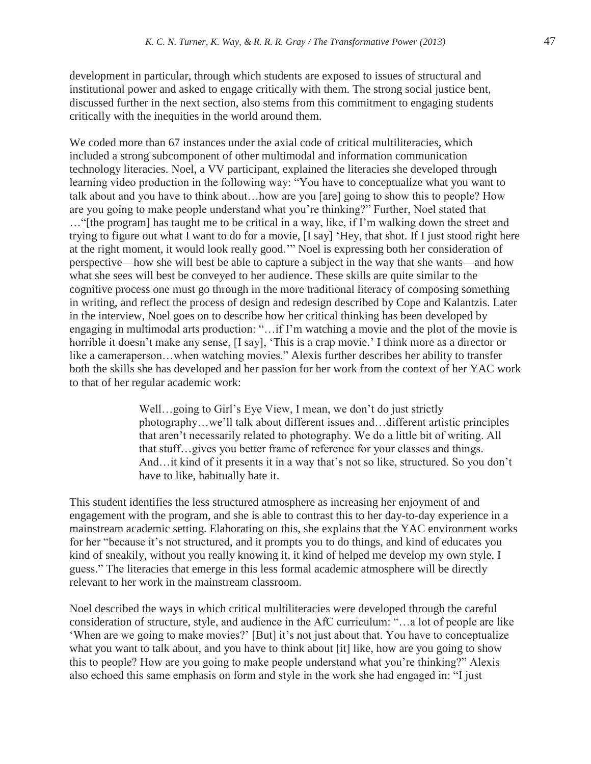development in particular, through which students are exposed to issues of structural and institutional power and asked to engage critically with them. The strong social justice bent, discussed further in the next section, also stems from this commitment to engaging students critically with the inequities in the world around them.

We coded more than 67 instances under the axial code of critical multiliteracies, which included a strong subcomponent of other multimodal and information communication technology literacies. Noel, a VV participant, explained the literacies she developed through learning video production in the following way: "You have to conceptualize what you want to talk about and you have to think about…how are you [are] going to show this to people? How are you going to make people understand what you're thinking?" Further, Noel stated that …"[the program] has taught me to be critical in a way, like, if I'm walking down the street and trying to figure out what I want to do for a movie, [I say] 'Hey, that shot. If I just stood right here at the right moment, it would look really good.'" Noel is expressing both her consideration of perspective—how she will best be able to capture a subject in the way that she wants—and how what she sees will best be conveyed to her audience. These skills are quite similar to the cognitive process one must go through in the more traditional literacy of composing something in writing, and reflect the process of design and redesign described by Cope and Kalantzis. Later in the interview, Noel goes on to describe how her critical thinking has been developed by engaging in multimodal arts production: "…if I'm watching a movie and the plot of the movie is horrible it doesn't make any sense, [I say], 'This is a crap movie.' I think more as a director or like a cameraperson…when watching movies." Alexis further describes her ability to transfer both the skills she has developed and her passion for her work from the context of her YAC work to that of her regular academic work:

> Well…going to Girl's Eye View, I mean, we don't do just strictly photography…we'll talk about different issues and…different artistic principles that aren't necessarily related to photography. We do a little bit of writing. All that stuff…gives you better frame of reference for your classes and things. And…it kind of it presents it in a way that's not so like, structured. So you don't have to like, habitually hate it.

This student identifies the less structured atmosphere as increasing her enjoyment of and engagement with the program, and she is able to contrast this to her day-to-day experience in a mainstream academic setting. Elaborating on this, she explains that the YAC environment works for her "because it's not structured, and it prompts you to do things, and kind of educates you kind of sneakily, without you really knowing it, it kind of helped me develop my own style, I guess." The literacies that emerge in this less formal academic atmosphere will be directly relevant to her work in the mainstream classroom.

Noel described the ways in which critical multiliteracies were developed through the careful consideration of structure, style, and audience in the AfC curriculum: "…a lot of people are like 'When are we going to make movies?' [But] it's not just about that. You have to conceptualize what you want to talk about, and you have to think about [it] like, how are you going to show this to people? How are you going to make people understand what you're thinking?" Alexis also echoed this same emphasis on form and style in the work she had engaged in: "I just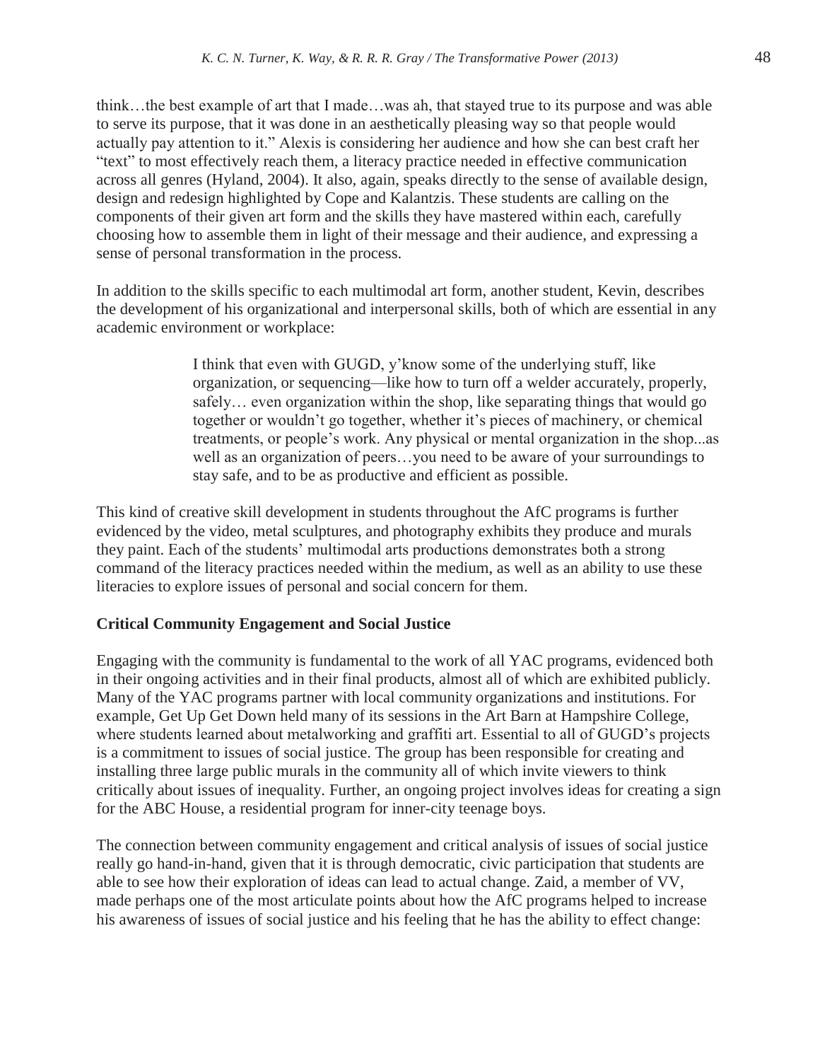think…the best example of art that I made…was ah, that stayed true to its purpose and was able to serve its purpose, that it was done in an aesthetically pleasing way so that people would actually pay attention to it." Alexis is considering her audience and how she can best craft her "text" to most effectively reach them, a literacy practice needed in effective communication across all genres (Hyland, 2004). It also, again, speaks directly to the sense of available design, design and redesign highlighted by Cope and Kalantzis. These students are calling on the components of their given art form and the skills they have mastered within each, carefully choosing how to assemble them in light of their message and their audience, and expressing a sense of personal transformation in the process.

In addition to the skills specific to each multimodal art form, another student, Kevin, describes the development of his organizational and interpersonal skills, both of which are essential in any academic environment or workplace:

> I think that even with GUGD, y'know some of the underlying stuff, like organization, or sequencing—like how to turn off a welder accurately, properly, safely… even organization within the shop, like separating things that would go together or wouldn't go together, whether it's pieces of machinery, or chemical treatments, or people's work. Any physical or mental organization in the shop...as well as an organization of peers…you need to be aware of your surroundings to stay safe, and to be as productive and efficient as possible.

This kind of creative skill development in students throughout the AfC programs is further evidenced by the video, metal sculptures, and photography exhibits they produce and murals they paint. Each of the students' multimodal arts productions demonstrates both a strong command of the literacy practices needed within the medium, as well as an ability to use these literacies to explore issues of personal and social concern for them.

**Critical Community Engagement and Social Justice**

Engaging with the community is fundamental to the work of all YAC programs, evidenced both in their ongoing activities and in their final products, almost all of which are exhibited publicly. Many of the YAC programs partner with local community organizations and institutions. For example, Get Up Get Down held many of its sessions in the Art Barn at Hampshire College, where students learned about metalworking and graffiti art. Essential to all of GUGD's projects is a commitment to issues of social justice. The group has been responsible for creating and installing three large public murals in the community all of which invite viewers to think critically about issues of inequality. Further, an ongoing project involves ideas for creating a sign for the ABC House, a residential program for inner-city teenage boys.

The connection between community engagement and critical analysis of issues of social justice really go hand-in-hand, given that it is through democratic, civic participation that students are able to see how their exploration of ideas can lead to actual change. Zaid, a member of VV, made perhaps one of the most articulate points about how the AfC programs helped to increase his awareness of issues of social justice and his feeling that he has the ability to effect change: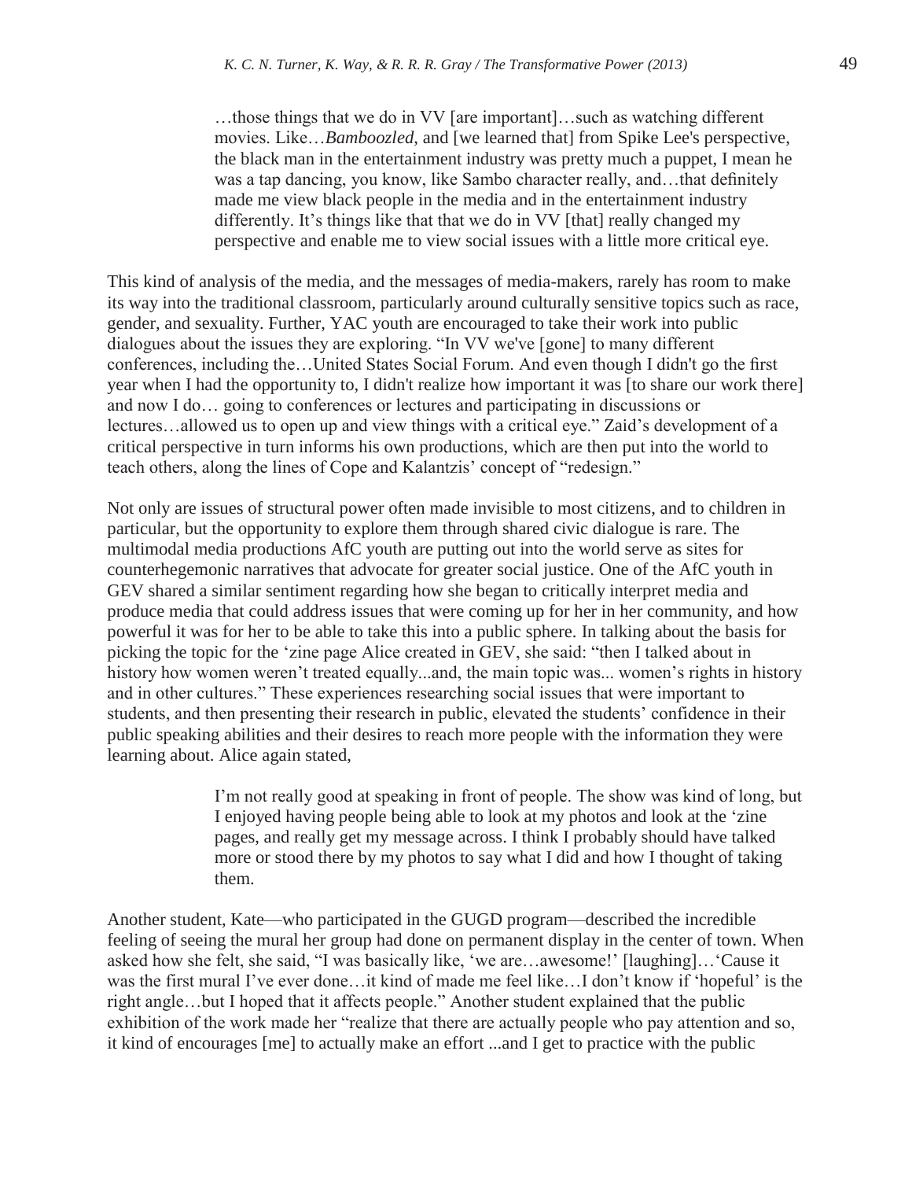> …those things that we do in VV [are important]…such as watching different movies. Like…*Bamboozled*, and [we learned that] from Spike Lee's perspective, the black man in the entertainment industry was pretty much a puppet, I mean he was a tap dancing, you know, like Sambo character really, and…that definitely made me view black people in the media and in the entertainment industry differently. It's things like that that we do in VV [that] really changed my perspective and enable me to view social issues with a little more critical eye.

This kind of analysis of the media, and the messages of media-makers, rarely has room to make its way into the traditional classroom, particularly around culturally sensitive topics such as race, gender, and sexuality. Further, YAC youth are encouraged to take their work into public dialogues about the issues they are exploring. "In VV we've [gone] to many different conferences, including the…United States Social Forum. And even though I didn't go the first year when I had the opportunity to, I didn't realize how important it was [to share our work there] and now I do… going to conferences or lectures and participating in discussions or lectures…allowed us to open up and view things with a critical eye." Zaid's development of a critical perspective in turn informs his own productions, which are then put into the world to teach others, along the lines of Cope and Kalantzis' concept of "redesign."

Not only are issues of structural power often made invisible to most citizens, and to children in particular, but the opportunity to explore them through shared civic dialogue is rare. The multimodal media productions AfC youth are putting out into the world serve as sites for counterhegemonic narratives that advocate for greater social justice. One of the AfC youth in GEV shared a similar sentiment regarding how she began to critically interpret media and produce media that could address issues that were coming up for her in her community, and how powerful it was for her to be able to take this into a public sphere. In talking about the basis for picking the topic for the 'zine page Alice created in GEV, she said: "then I talked about in history how women weren't treated equally...and, the main topic was... women's rights in history and in other cultures." These experiences researching social issues that were important to students, and then presenting their research in public, elevated the students' confidence in their public speaking abilities and their desires to reach more people with the information they were learning about. Alice again stated,

> I'm not really good at speaking in front of people. The show was kind of long, but I enjoyed having people being able to look at my photos and look at the 'zine pages, and really get my message across. I think I probably should have talked more or stood there by my photos to say what I did and how I thought of taking them.

Another student, Kate—who participated in the GUGD program—described the incredible feeling of seeing the mural her group had done on permanent display in the center of town. When asked how she felt, she said, "I was basically like, 'we are…awesome!' [laughing]…'Cause it was the first mural I've ever done…it kind of made me feel like…I don't know if 'hopeful' is the right angle…but I hoped that it affects people." Another student explained that the public exhibition of the work made her "realize that there are actually people who pay attention and so, it kind of encourages [me] to actually make an effort ...and I get to practice with the public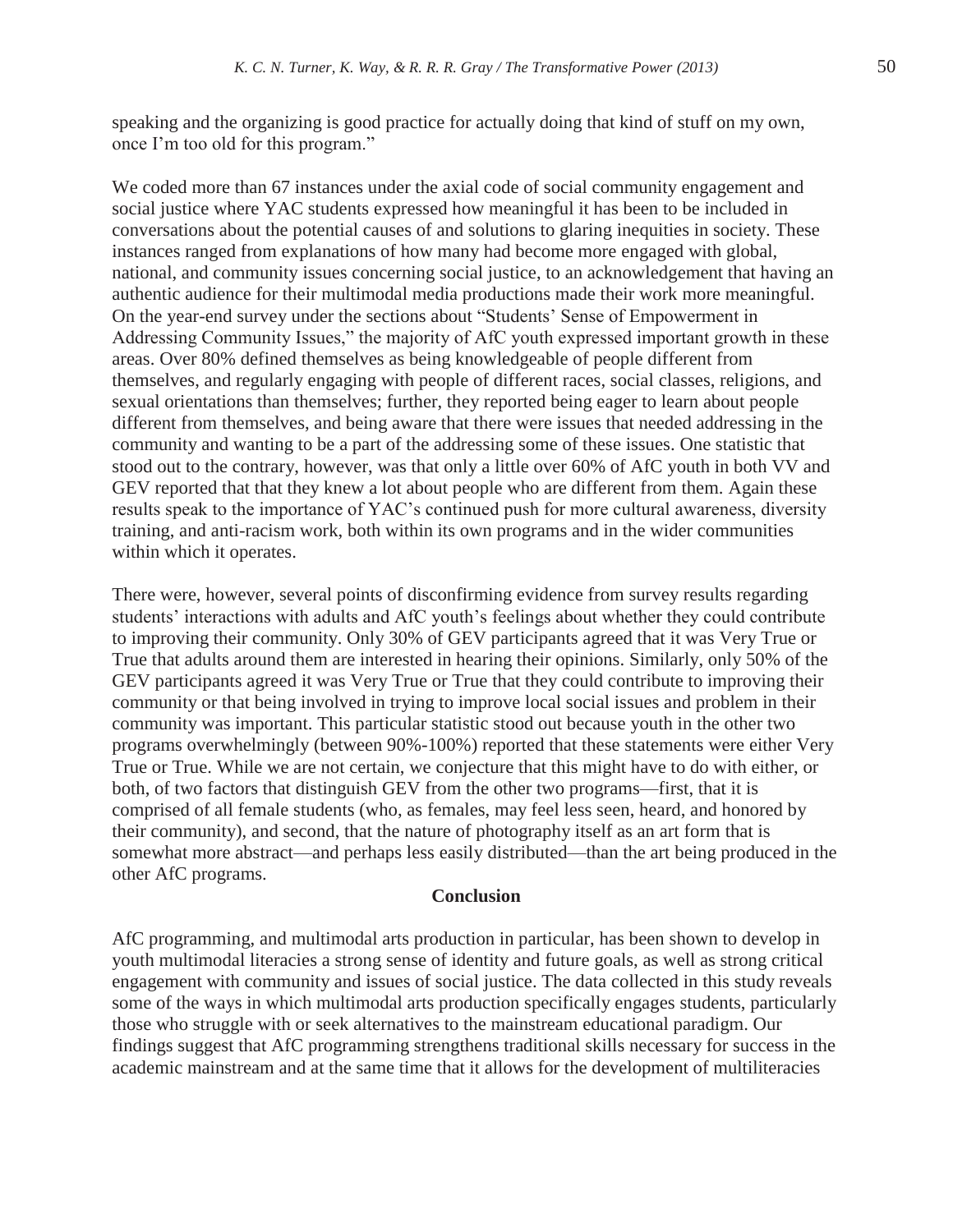speaking and the organizing is good practice for actually doing that kind of stuff on my own, once I'm too old for this program."

We coded more than 67 instances under the axial code of social community engagement and social justice where YAC students expressed how meaningful it has been to be included in conversations about the potential causes of and solutions to glaring inequities in society. These instances ranged from explanations of how many had become more engaged with global, national, and community issues concerning social justice, to an acknowledgement that having an authentic audience for their multimodal media productions made their work more meaningful. On the year-end survey under the sections about "Students' Sense of Empowerment in Addressing Community Issues," the majority of AfC youth expressed important growth in these areas. Over 80% defined themselves as being knowledgeable of people different from themselves, and regularly engaging with people of different races, social classes, religions, and sexual orientations than themselves; further, they reported being eager to learn about people different from themselves, and being aware that there were issues that needed addressing in the community and wanting to be a part of the addressing some of these issues. One statistic that stood out to the contrary, however, was that only a little over 60% of AfC youth in both VV and GEV reported that that they knew a lot about people who are different from them. Again these results speak to the importance of YAC's continued push for more cultural awareness, diversity training, and anti-racism work, both within its own programs and in the wider communities within which it operates.

There were, however, several points of disconfirming evidence from survey results regarding students' interactions with adults and AfC youth's feelings about whether they could contribute to improving their community. Only 30% of GEV participants agreed that it was Very True or True that adults around them are interested in hearing their opinions. Similarly, only 50% of the GEV participants agreed it was Very True or True that they could contribute to improving their community or that being involved in trying to improve local social issues and problem in their community was important. This particular statistic stood out because youth in the other two programs overwhelmingly (between 90%-100%) reported that these statements were either Very True or True. While we are not certain, we conjecture that this might have to do with either, or both, of two factors that distinguish GEV from the other two programs—first, that it is comprised of all female students (who, as females, may feel less seen, heard, and honored by their community), and second, that the nature of photography itself as an art form that is somewhat more abstract—and perhaps less easily distributed—than the art being produced in the other AfC programs.

## Conclusion

AfC programming, and multimodal arts production in particular, has been shown to develop in youth multimodal literacies a strong sense of identity and future goals, as well as strong critical engagement with community and issues of social justice. The data collected in this study reveals some of the ways in which multimodal arts production specifically engages students, particularly those who struggle with or seek alternatives to the mainstream educational paradigm. Our findings suggest that AfC programming strengthens traditional skills necessary for success in the academic mainstream and at the same time that it allows for the development of multiliteracies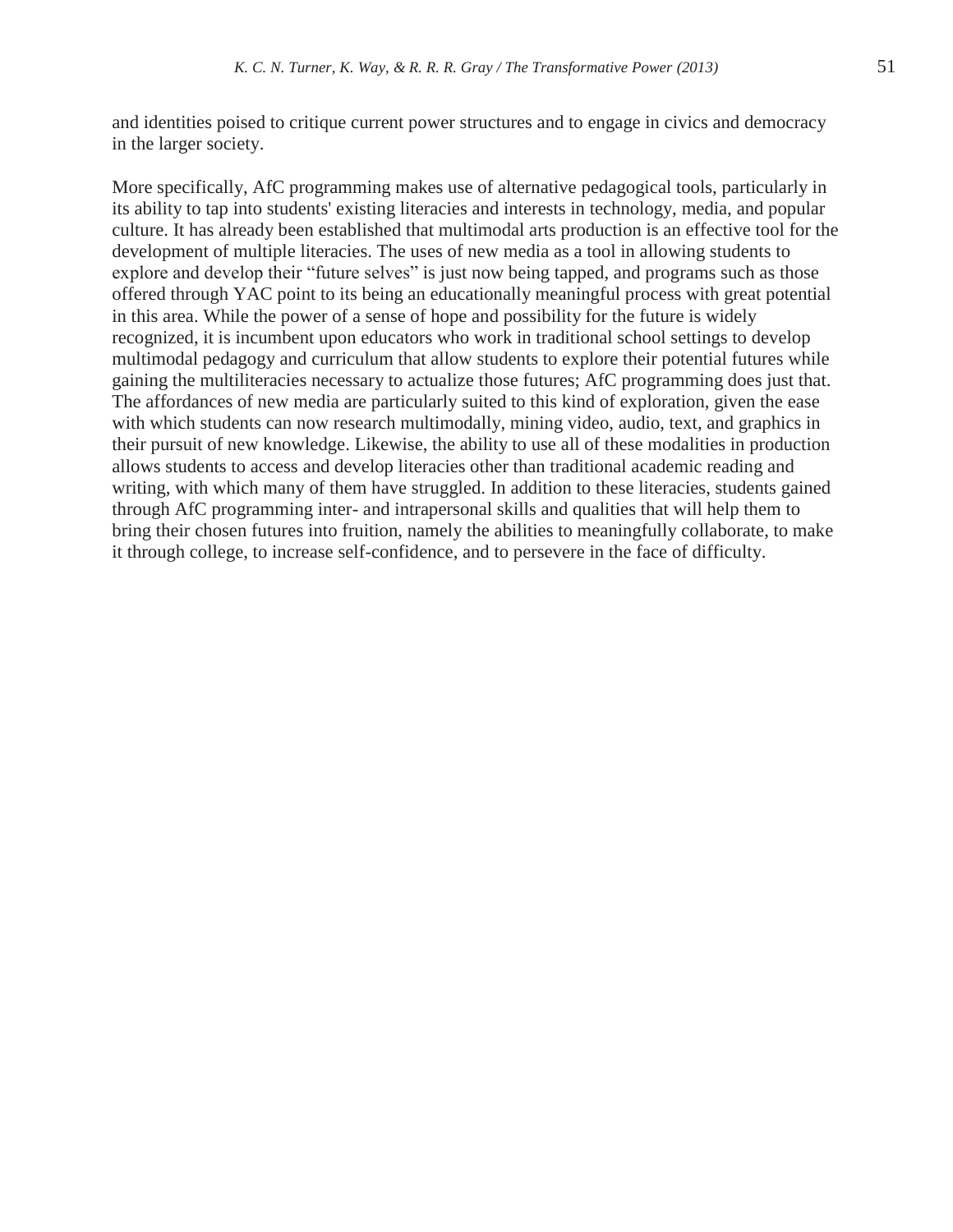and identities poised to critique current power structures and to engage in civics and democracy in the larger society.

More specifically, AfC programming makes use of alternative pedagogical tools, particularly in its ability to tap into students' existing literacies and interests in technology, media, and popular culture. It has already been established that multimodal arts production is an effective tool for the development of multiple literacies. The uses of new media as a tool in allowing students to explore and develop their "future selves" is just now being tapped, and programs such as those offered through YAC point to its being an educationally meaningful process with great potential in this area. While the power of a sense of hope and possibility for the future is widely recognized, it is incumbent upon educators who work in traditional school settings to develop multimodal pedagogy and curriculum that allow students to explore their potential futures while gaining the multiliteracies necessary to actualize those futures; AfC programming does just that. The affordances of new media are particularly suited to this kind of exploration, given the ease with which students can now research multimodally, mining video, audio, text, and graphics in their pursuit of new knowledge. Likewise, the ability to use all of these modalities in production allows students to access and develop literacies other than traditional academic reading and writing, with which many of them have struggled. In addition to these literacies, students gained through AfC programming inter- and intrapersonal skills and qualities that will help them to bring their chosen futures into fruition, namely the abilities to meaningfully collaborate, to make it through college, to increase self-confidence, and to persevere in the face of difficulty.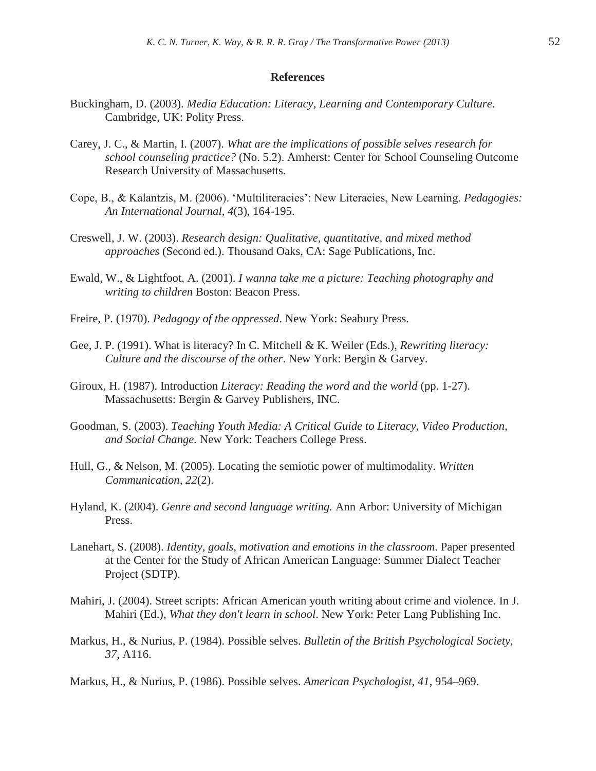## References

Buckingham, D. (2003). *Media Education: Literacy, Learning and Contemporary Culture*. Cambridge, UK: Polity Press.

Carey, J. C., & Martin, I. (2007). *What are the implications of possible selves research for school counseling practice?* (No. 5.2). Amherst: Center for School Counseling Outcome Research University of Massachusetts.

Cope, B., & Kalantzis, M. (2006). 'Multiliteracies': New Literacies, New Learning. *Pedagogies: An International Journal, 4*(3), 164-195.

Creswell, J. W. (2003). *Research design: Qualitative, quantitative, and mixed method approaches* (Second ed.). Thousand Oaks, CA: Sage Publications, Inc.

Ewald, W., & Lightfoot, A. (2001). *I wanna take me a picture: Teaching photography and writing to children* Boston: Beacon Press.

Freire, P. (1970). *Pedagogy of the oppressed*. New York: Seabury Press.

Gee, J. P. (1991). What is literacy? In C. Mitchell & K. Weiler (Eds.), *Rewriting literacy: Culture and the discourse of the other*. New York: Bergin & Garvey.

Giroux, H. (1987). Introduction *Literacy: Reading the word and the world* (pp. 1-27). Massachusetts: Bergin & Garvey Publishers, INC.

Goodman, S. (2003). *Teaching Youth Media: A Critical Guide to Literacy, Video Production, and Social Change.* New York: Teachers College Press.

Hull, G., & Nelson, M. (2005). Locating the semiotic power of multimodality. *Written Communication, 22*(2).

Hyland, K. (2004). *Genre and second language writing.* Ann Arbor: University of Michigan Press.

Lanehart, S. (2008). *Identity, goals, motivation and emotions in the classroom*. Paper presented at the Center for the Study of African American Language: Summer Dialect Teacher Project (SDTP).

Mahiri, J. (2004). Street scripts: African American youth writing about crime and violence. In J. Mahiri (Ed.), *What they don't learn in school*. New York: Peter Lang Publishing Inc.

Markus, H., & Nurius, P. (1984). Possible selves. *Bulletin of the British Psychological Society, 37*, A116.

Markus, H., & Nurius, P. (1986). Possible selves. *American Psychologist, 41*, 954–969.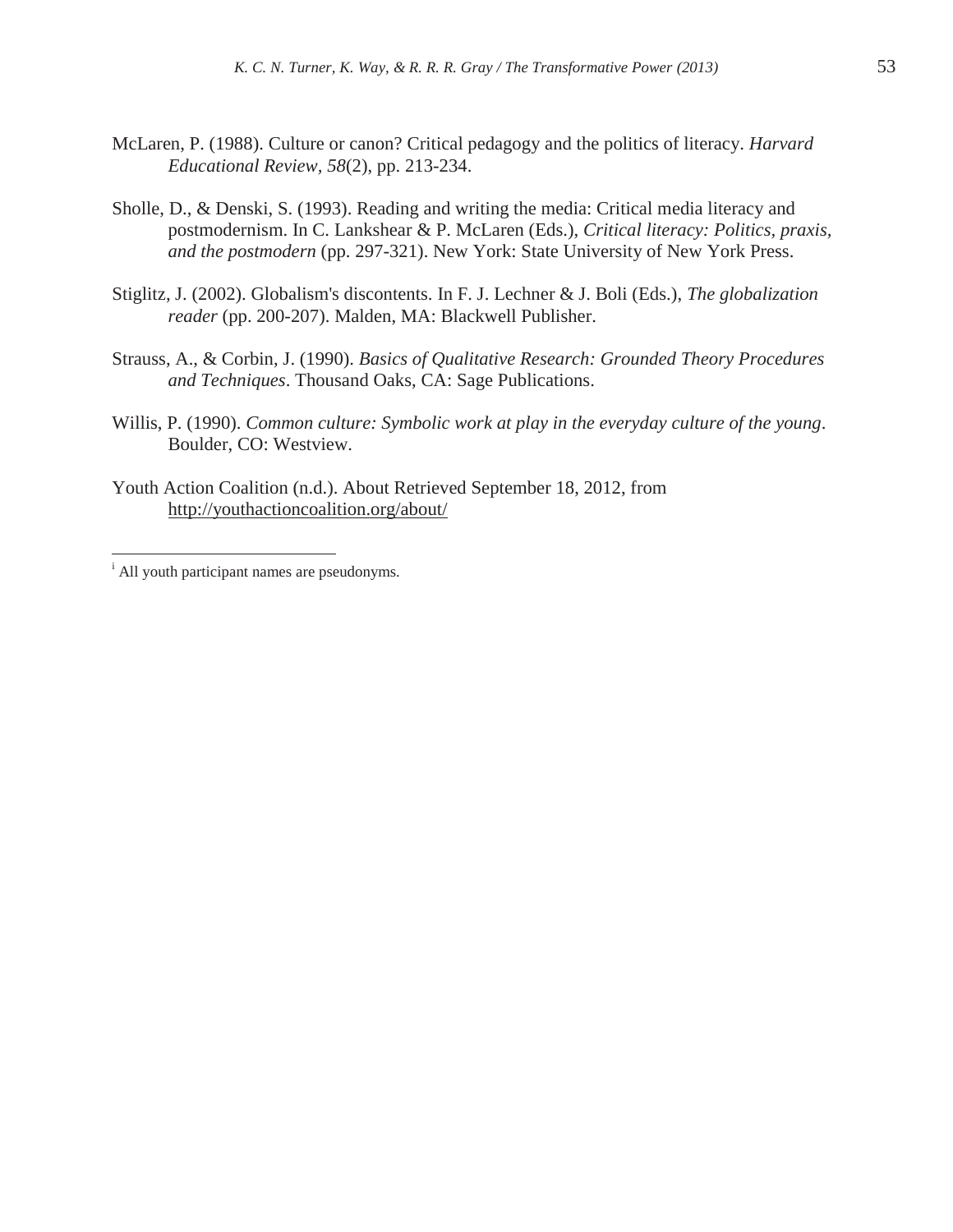McLaren, P. (1988). Culture or canon? Critical pedagogy and the politics of literacy. *Harvard Educational Review, 58*(2), pp. 213-234.

Sholle, D., & Denski, S. (1993). Reading and writing the media: Critical media literacy and postmodernism. In C. Lankshear & P. McLaren (Eds.), *Critical literacy: Politics, praxis, and the postmodern* (pp. 297-321). New York: State University of New York Press.

Stiglitz, J. (2002). Globalism's discontents. In F. J. Lechner & J. Boli (Eds.), *The globalization reader* (pp. 200-207). Malden, MA: Blackwell Publisher.

Strauss, A., & Corbin, J. (1990). *Basics of Qualitative Research: Grounded Theory Procedures and Techniques*. Thousand Oaks, CA: Sage Publications.

Willis, P. (1990). *Common culture: Symbolic work at play in the everyday culture of the young*. Boulder, CO: Westview.

Youth Action Coalition (n.d.). About Retrieved September 18, 2012, from http://youthactioncoalition.org/about/

---

[i] All youth participant names are pseudonyms.